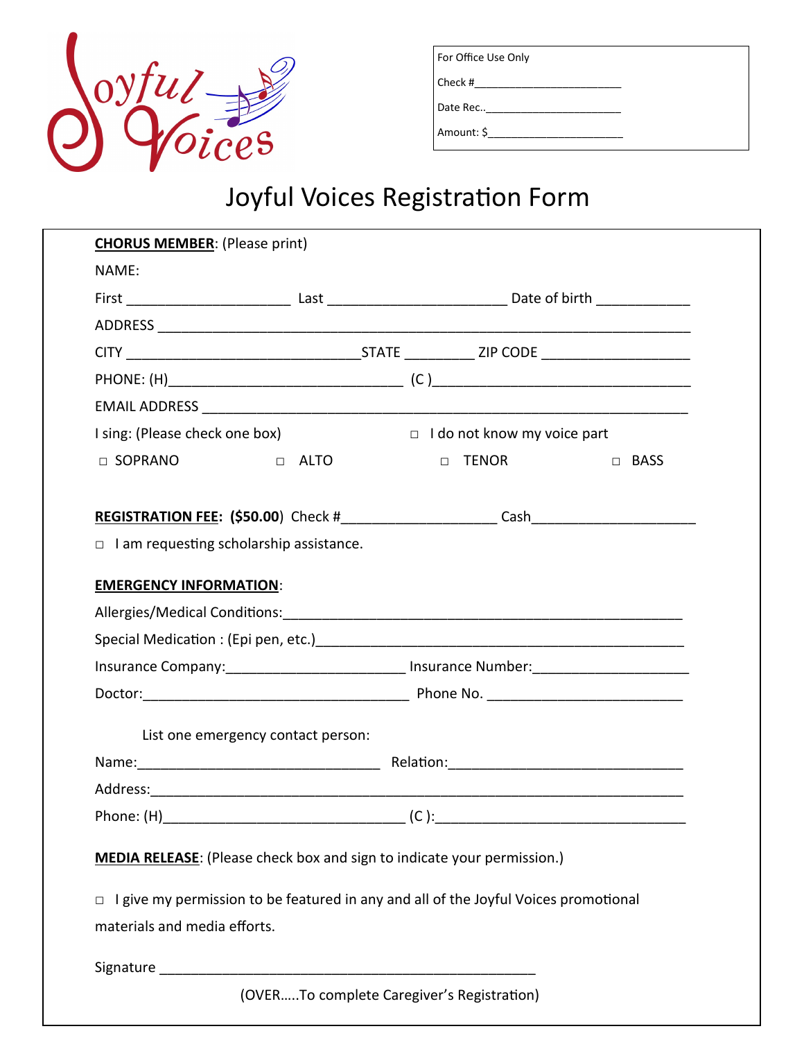Joyful Voices

| For Office Use Only |
|---|
| Check #________________________ |
| Date Rec..______________________ |
| Amount: $______________________ |

# Joyful Voices Registration Form

**CHORUS MEMBER**: (Please print)

NAME:

First ____________________ Last ______________________ Date of birth ___________

ADDRESS ________________________________________________________________

CITY _____________________________STATE _________ ZIP CODE __________________

PHONE: (H)_____________________________ (C )_________________________________

EMAIL ADDRESS __________________________________________________________

I sing: (Please check one box) □ I do not know my voice part

□ SOPRANO □ ALTO □ TENOR □ BASS

**REGISTRATION FEE**: **($50.00**) Check #___________________ Cash____________________

□ I am requesting scholarship assistance.

**EMERGENCY INFORMATION**:

Allergies/Medical Conditions:_____________________________________________

Special Medication : (Epi pen, etc.)_______________________________________________

Insurance Company:______________________ Insurance Number:___________________

Doctor:_________________________________ Phone No. ________________________

List one emergency contact person:

Name:______________________________ Relation:____________________________

Address:______________________________________________________________

Phone: (H)______________________________ (C ):_______________________________

**MEDIA RELEASE**: (Please check box and sign to indicate your permission.)

□ I give my permission to be featured in any and all of the Joyful Voices promotional materials and media efforts.

Signature ________________________________________________

(OVER…..To complete Caregiver's Registration)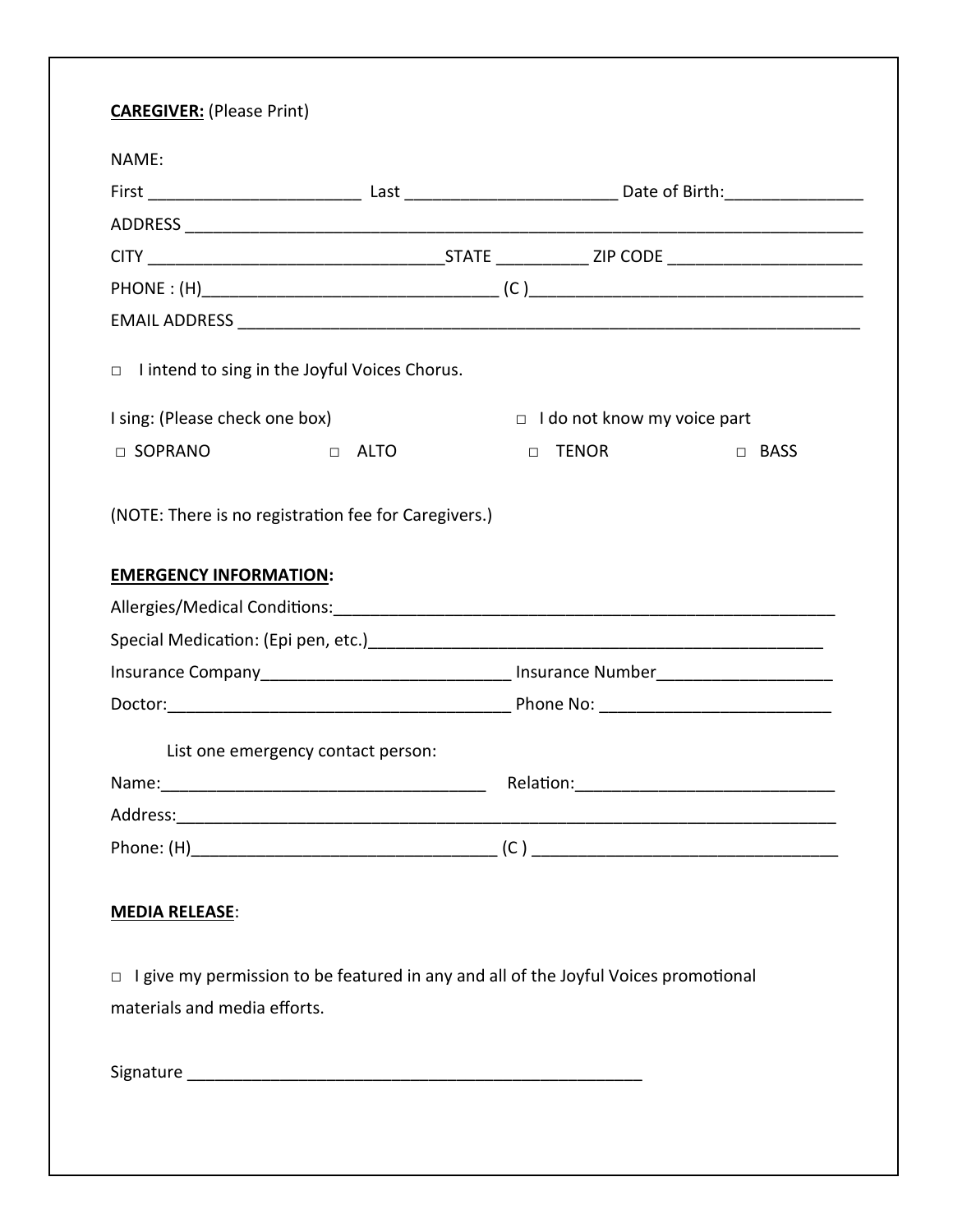**CAREGIVER:** (Please Print)

NAME:

First ______________________ Last ______________________ Date of Birth:______________

ADDRESS ______________________________________________________________________

CITY ______________________________STATE __________ ZIP CODE ____________________

PHONE : (H)______________________________ (C )__________________________________

EMAIL ADDRESS _______________________________________________________________

□ I intend to sing in the Joyful Voices Chorus.

I sing: (Please check one box) □ I do not know my voice part

□ SOPRANO □ ALTO □ TENOR □ BASS

(NOTE: There is no registration fee for Caregivers.)

**EMERGENCY INFORMATION:**

Allergies/Medical Conditions:_____________________________________________________

Special Medication: (Epi pen, etc.)________________________________________________

Insurance Company__________________________ Insurance Number__________________

Doctor:____________________________________ Phone No: ________________________

List one emergency contact person:

Name:_________________________________ Relation:___________________________

Address:_____________________________________________________________________

Phone: (H)______________________________ (C ) ______________________________

**MEDIA RELEASE**:

□ I give my permission to be featured in any and all of the Joyful Voices promotional materials and media efforts.

Signature ____________________________________________________